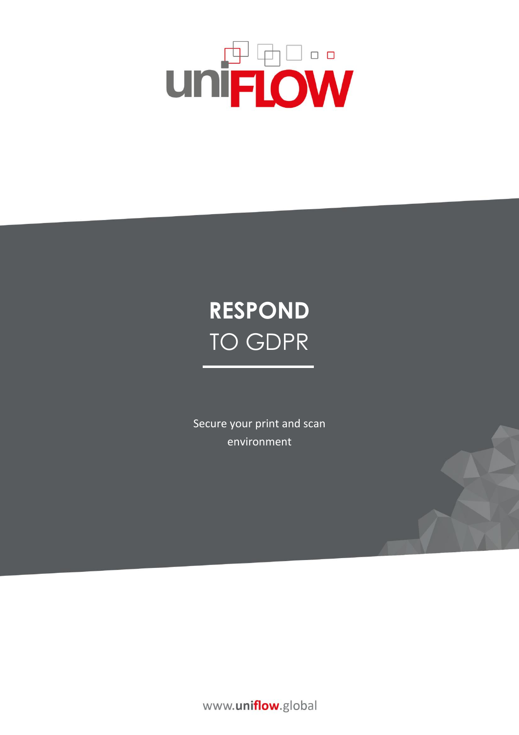# RESPOND TO GDPR

Secure your print and scan environment

www.uniflow.global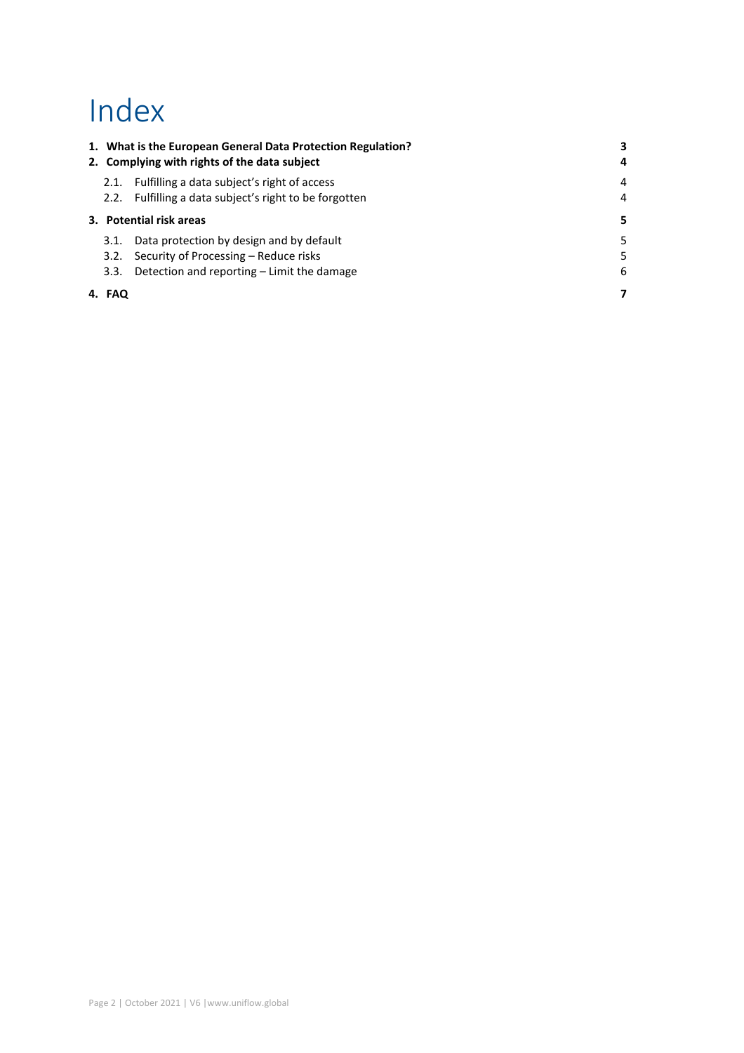# Index

| | | |
|---|---|---|
| **1.** | **What is the European General Data Protection Regulation?** | **3** |
| **2.** | **Complying with rights of the data subject** | **4** |
| 2.1. | Fulfilling a data subject's right of access | 4 |
| 2.2. | Fulfilling a data subject's right to be forgotten | 4 |
| **3.** | **Potential risk areas** | **5** |
| 3.1. | Data protection by design and by default | 5 |
| 3.2. | Security of Processing – Reduce risks | 5 |
| 3.3. | Detection and reporting – Limit the damage | 6 |
| **4.** | **FAQ** | **7** |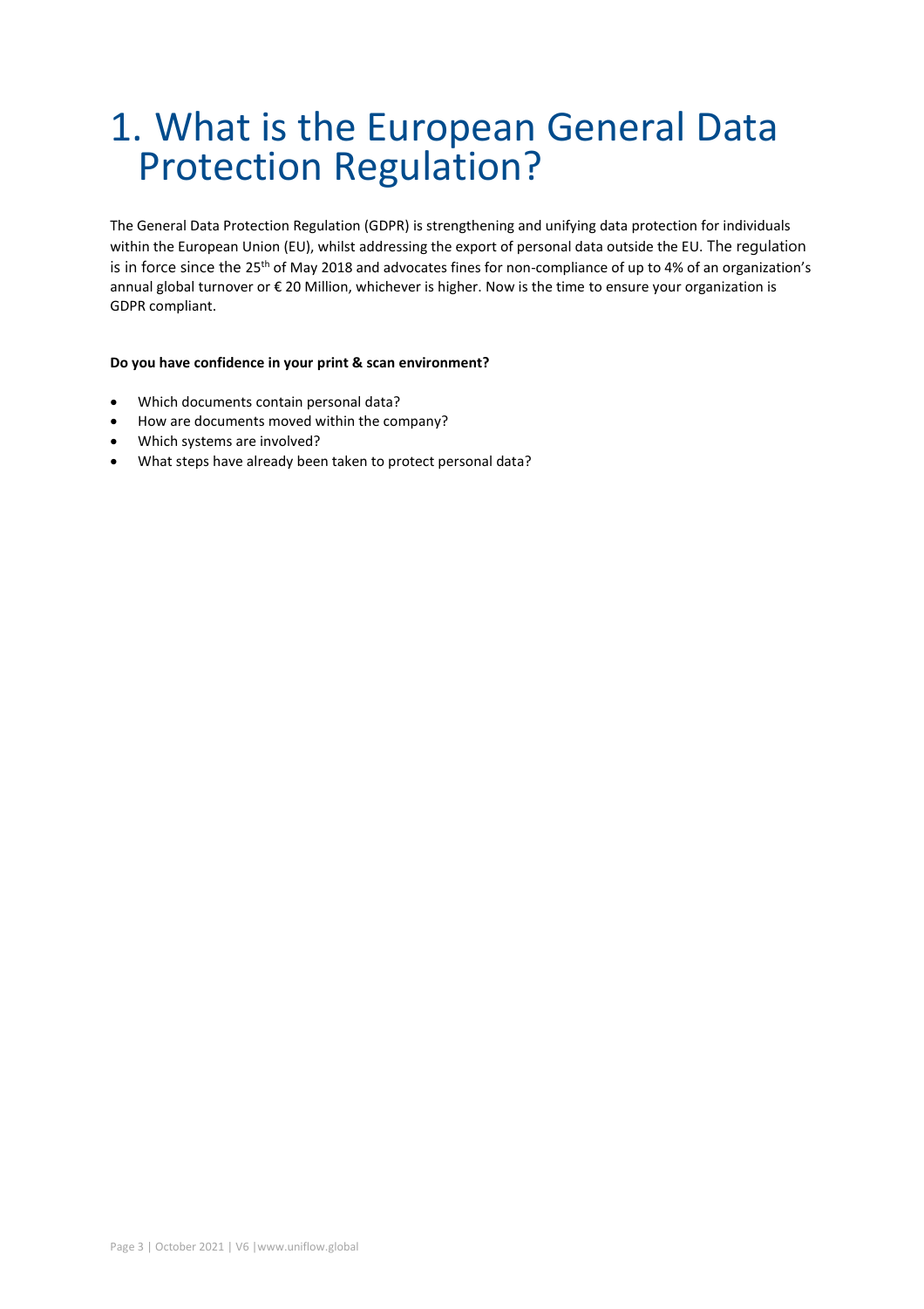# 1. What is the European General Data Protection Regulation?

The General Data Protection Regulation (GDPR) is strengthening and unifying data protection for individuals within the European Union (EU), whilst addressing the export of personal data outside the EU. The regulation is in force since the 25th of May 2018 and advocates fines for non-compliance of up to 4% of an organization's annual global turnover or € 20 Million, whichever is higher. Now is the time to ensure your organization is GDPR compliant.

**Do you have confidence in your print & scan environment?**

- Which documents contain personal data?
- How are documents moved within the company?
- Which systems are involved?
- What steps have already been taken to protect personal data?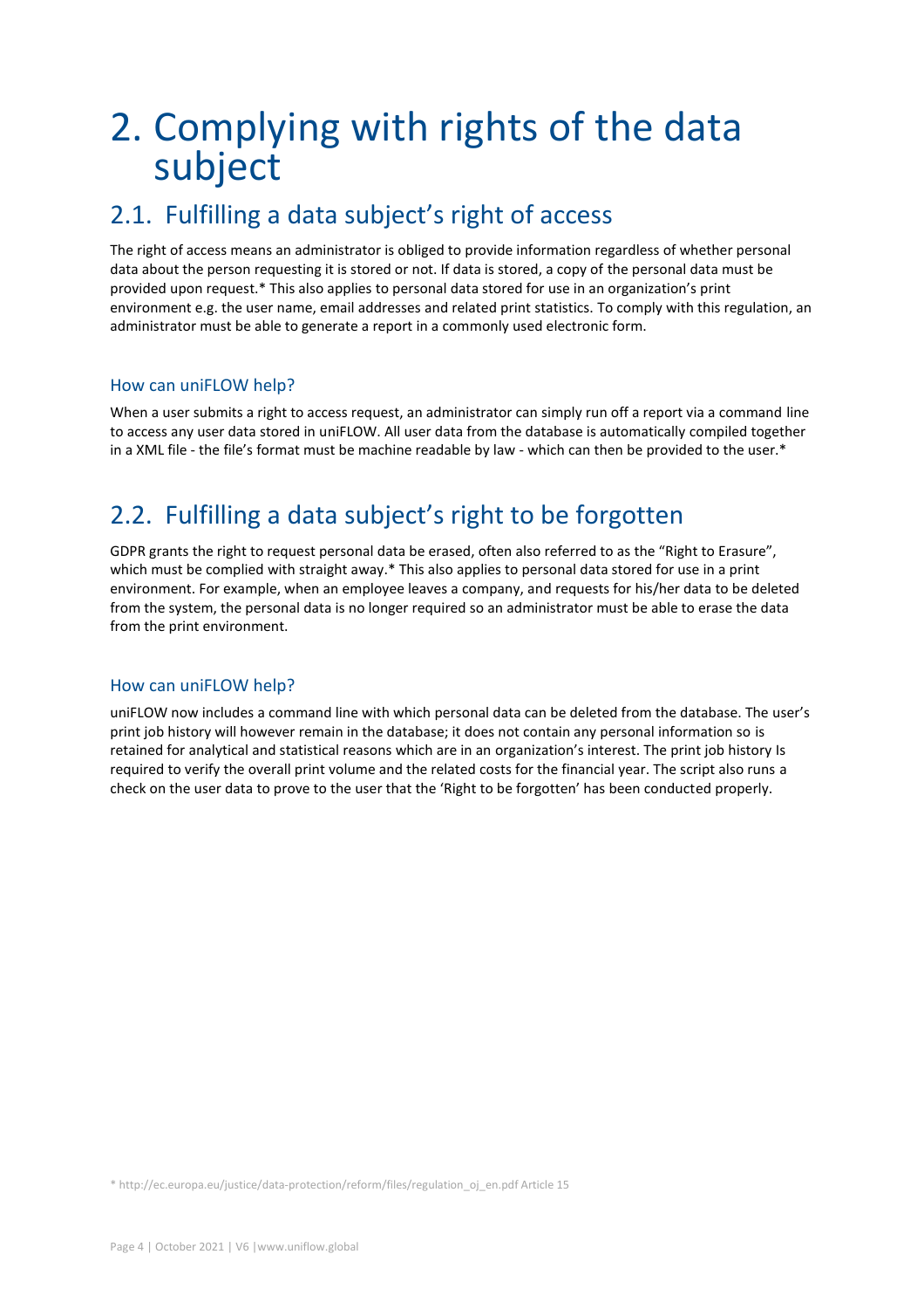# 2. Complying with rights of the data subject

## 2.1. Fulfilling a data subject's right of access

The right of access means an administrator is obliged to provide information regardless of whether personal data about the person requesting it is stored or not. If data is stored, a copy of the personal data must be provided upon request.* This also applies to personal data stored for use in an organization's print environment e.g. the user name, email addresses and related print statistics. To comply with this regulation, an administrator must be able to generate a report in a commonly used electronic form.

### How can uniFLOW help?

When a user submits a right to access request, an administrator can simply run off a report via a command line to access any user data stored in uniFLOW. All user data from the database is automatically compiled together in a XML file - the file's format must be machine readable by law - which can then be provided to the user.*

## 2.2. Fulfilling a data subject's right to be forgotten

GDPR grants the right to request personal data be erased, often also referred to as the "Right to Erasure", which must be complied with straight away.* This also applies to personal data stored for use in a print environment. For example, when an employee leaves a company, and requests for his/her data to be deleted from the system, the personal data is no longer required so an administrator must be able to erase the data from the print environment.

### How can uniFLOW help?

uniFLOW now includes a command line with which personal data can be deleted from the database. The user's print job history will however remain in the database; it does not contain any personal information so is retained for analytical and statistical reasons which are in an organization's interest. The print job history Is required to verify the overall print volume and the related costs for the financial year. The script also runs a check on the user data to prove to the user that the 'Right to be forgotten' has been conducted properly.

* http://ec.europa.eu/justice/data-protection/reform/files/regulation_oj_en.pdf Article 15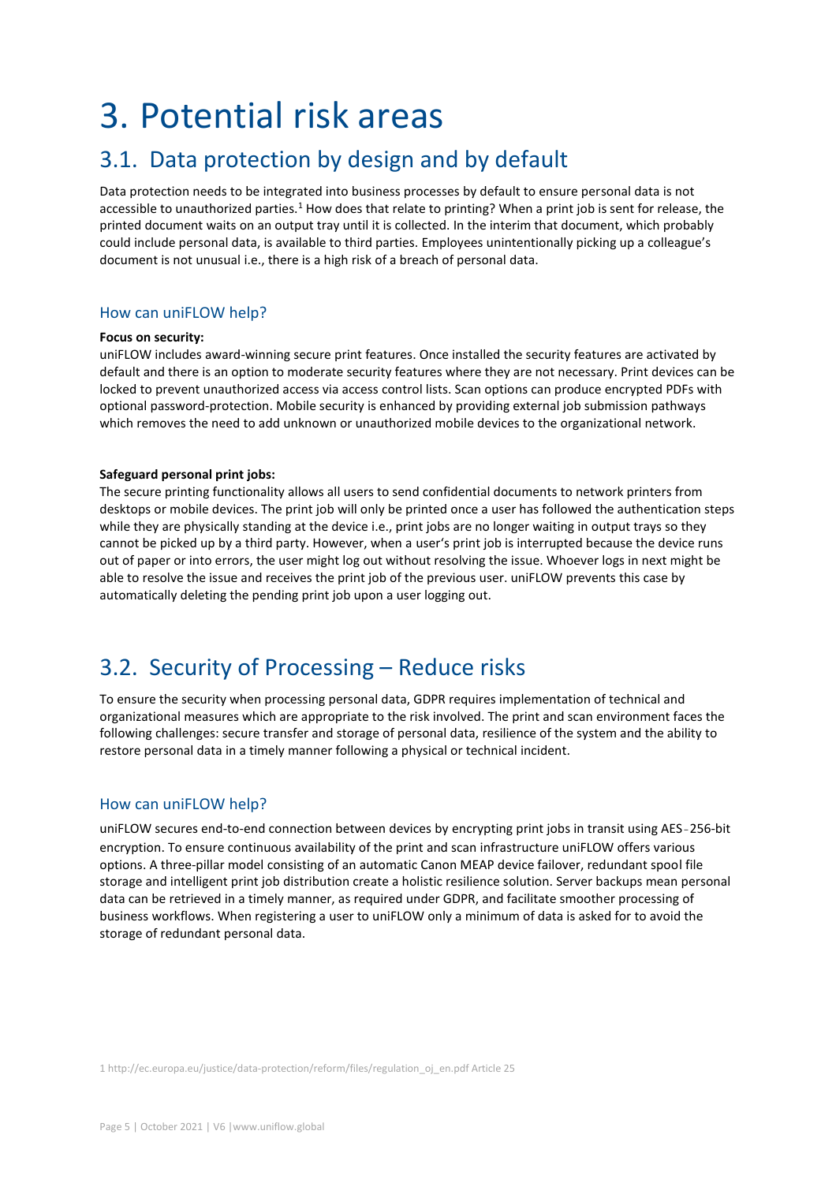# 3. Potential risk areas

## 3.1. Data protection by design and by default

Data protection needs to be integrated into business processes by default to ensure personal data is not accessible to unauthorized parties.[1] How does that relate to printing? When a print job is sent for release, the printed document waits on an output tray until it is collected. In the interim that document, which probably could include personal data, is available to third parties. Employees unintentionally picking up a colleague's document is not unusual i.e., there is a high risk of a breach of personal data.

### How can uniFLOW help?

**Focus on security:**

uniFLOW includes award-winning secure print features. Once installed the security features are activated by default and there is an option to moderate security features where they are not necessary. Print devices can be locked to prevent unauthorized access via access control lists. Scan options can produce encrypted PDFs with optional password-protection. Mobile security is enhanced by providing external job submission pathways which removes the need to add unknown or unauthorized mobile devices to the organizational network.

**Safeguard personal print jobs:**

The secure printing functionality allows all users to send confidential documents to network printers from desktops or mobile devices. The print job will only be printed once a user has followed the authentication steps while they are physically standing at the device i.e., print jobs are no longer waiting in output trays so they cannot be picked up by a third party. However, when a user's print job is interrupted because the device runs out of paper or into errors, the user might log out without resolving the issue. Whoever logs in next might be able to resolve the issue and receives the print job of the previous user. uniFLOW prevents this case by automatically deleting the pending print job upon a user logging out.

## 3.2. Security of Processing – Reduce risks

To ensure the security when processing personal data, GDPR requires implementation of technical and organizational measures which are appropriate to the risk involved. The print and scan environment faces the following challenges: secure transfer and storage of personal data, resilience of the system and the ability to restore personal data in a timely manner following a physical or technical incident.

### How can uniFLOW help?

uniFLOW secures end-to-end connection between devices by encrypting print jobs in transit using AES-256-bit encryption. To ensure continuous availability of the print and scan infrastructure uniFLOW offers various options. A three-pillar model consisting of an automatic Canon MEAP device failover, redundant spool file storage and intelligent print job distribution create a holistic resilience solution. Server backups mean personal data can be retrieved in a timely manner, as required under GDPR, and facilitate smoother processing of business workflows. When registering a user to uniFLOW only a minimum of data is asked for to avoid the storage of redundant personal data.

1 http://ec.europa.eu/justice/data-protection/reform/files/regulation_oj_en.pdf Article 25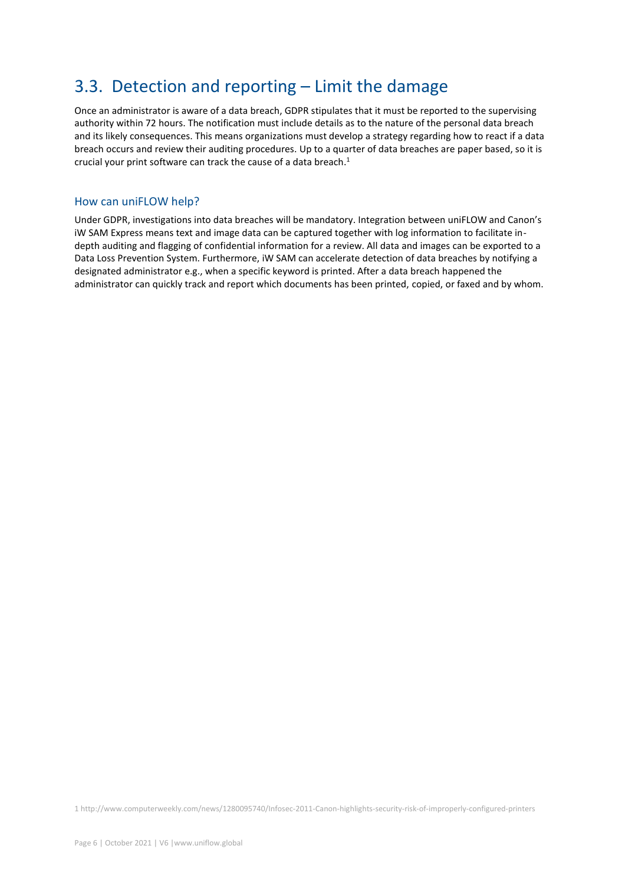## 3.3. Detection and reporting – Limit the damage

Once an administrator is aware of a data breach, GDPR stipulates that it must be reported to the supervising authority within 72 hours. The notification must include details as to the nature of the personal data breach and its likely consequences. This means organizations must develop a strategy regarding how to react if a data breach occurs and review their auditing procedures. Up to a quarter of data breaches are paper based, so it is crucial your print software can track the cause of a data breach.[1]

### How can uniFLOW help?

Under GDPR, investigations into data breaches will be mandatory. Integration between uniFLOW and Canon's iW SAM Express means text and image data can be captured together with log information to facilitate in-depth auditing and flagging of confidential information for a review. All data and images can be exported to a Data Loss Prevention System. Furthermore, iW SAM can accelerate detection of data breaches by notifying a designated administrator e.g., when a specific keyword is printed. After a data breach happened the administrator can quickly track and report which documents has been printed, copied, or faxed and by whom.

1 http://www.computerweekly.com/news/1280095740/Infosec-2011-Canon-highlights-security-risk-of-improperly-configured-printers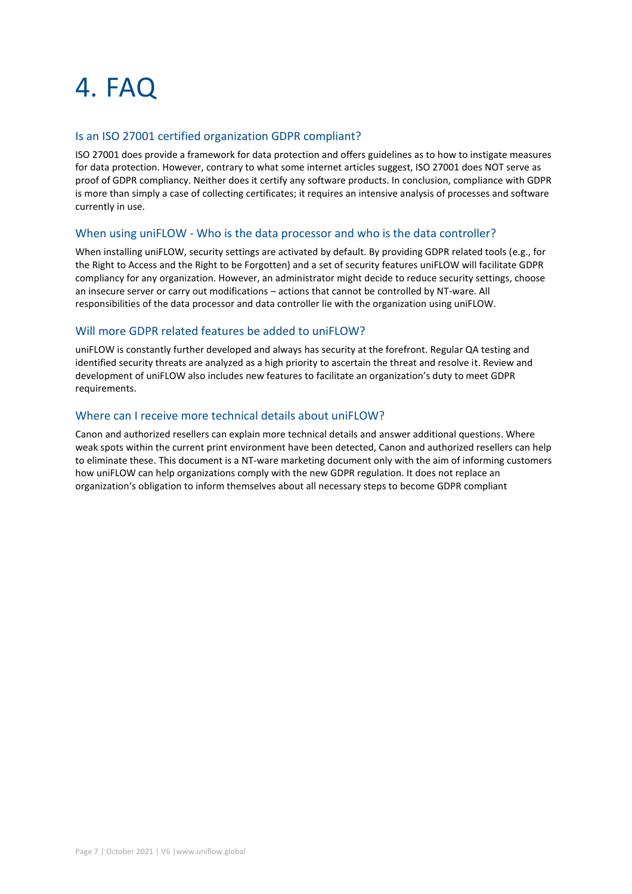# 4. FAQ

## Is an ISO 27001 certified organization GDPR compliant?

ISO 27001 does provide a framework for data protection and offers guidelines as to how to instigate measures for data protection. However, contrary to what some internet articles suggest, ISO 27001 does NOT serve as proof of GDPR compliancy. Neither does it certify any software products. In conclusion, compliance with GDPR is more than simply a case of collecting certificates; it requires an intensive analysis of processes and software currently in use.

## When using uniFLOW - Who is the data processor and who is the data controller?

When installing uniFLOW, security settings are activated by default. By providing GDPR related tools (e.g., for the Right to Access and the Right to be Forgotten) and a set of security features uniFLOW will facilitate GDPR compliancy for any organization. However, an administrator might decide to reduce security settings, choose an insecure server or carry out modifications – actions that cannot be controlled by NT-ware. All responsibilities of the data processor and data controller lie with the organization using uniFLOW.

## Will more GDPR related features be added to uniFLOW?

uniFLOW is constantly further developed and always has security at the forefront. Regular QA testing and identified security threats are analyzed as a high priority to ascertain the threat and resolve it. Review and development of uniFLOW also includes new features to facilitate an organization's duty to meet GDPR requirements.

## Where can I receive more technical details about uniFLOW?

Canon and authorized resellers can explain more technical details and answer additional questions. Where weak spots within the current print environment have been detected, Canon and authorized resellers can help to eliminate these. This document is a NT-ware marketing document only with the aim of informing customers how uniFLOW can help organizations comply with the new GDPR regulation. It does not replace an organization's obligation to inform themselves about all necessary steps to become GDPR compliant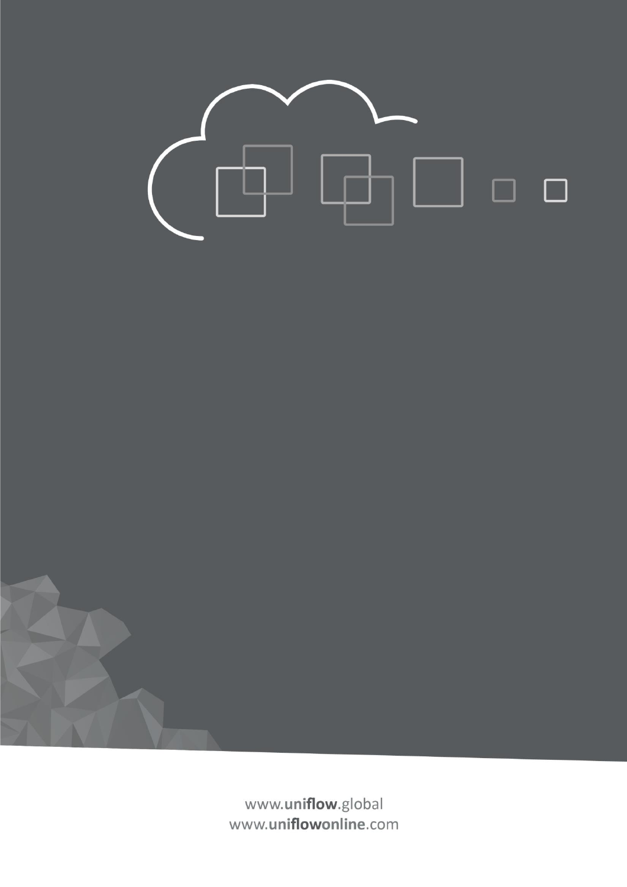www.**uniflow**.global
www.**uniflowonline**.com